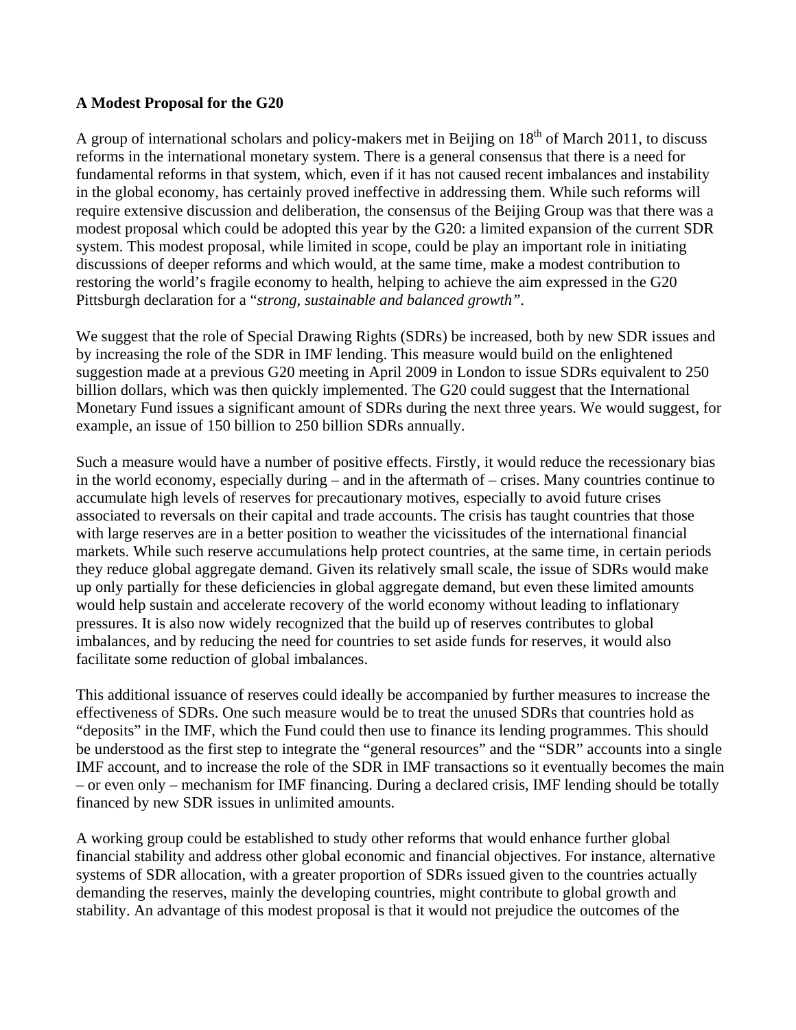**A Modest Proposal for the G20**

A group of international scholars and policy-makers met in Beijing on 18th of March 2011, to discuss reforms in the international monetary system. There is a general consensus that there is a need for fundamental reforms in that system, which, even if it has not caused recent imbalances and instability in the global economy, has certainly proved ineffective in addressing them. While such reforms will require extensive discussion and deliberation, the consensus of the Beijing Group was that there was a modest proposal which could be adopted this year by the G20: a limited expansion of the current SDR system. This modest proposal, while limited in scope, could be play an important role in initiating discussions of deeper reforms and which would, at the same time, make a modest contribution to restoring the world's fragile economy to health, helping to achieve the aim expressed in the G20 Pittsburgh declaration for a "*strong, sustainable and balanced growth*".

We suggest that the role of Special Drawing Rights (SDRs) be increased, both by new SDR issues and by increasing the role of the SDR in IMF lending. This measure would build on the enlightened suggestion made at a previous G20 meeting in April 2009 in London to issue SDRs equivalent to 250 billion dollars, which was then quickly implemented. The G20 could suggest that the International Monetary Fund issues a significant amount of SDRs during the next three years. We would suggest, for example, an issue of 150 billion to 250 billion SDRs annually.

Such a measure would have a number of positive effects. Firstly, it would reduce the recessionary bias in the world economy, especially during – and in the aftermath of – crises. Many countries continue to accumulate high levels of reserves for precautionary motives, especially to avoid future crises associated to reversals on their capital and trade accounts. The crisis has taught countries that those with large reserves are in a better position to weather the vicissitudes of the international financial markets. While such reserve accumulations help protect countries, at the same time, in certain periods they reduce global aggregate demand. Given its relatively small scale, the issue of SDRs would make up only partially for these deficiencies in global aggregate demand, but even these limited amounts would help sustain and accelerate recovery of the world economy without leading to inflationary pressures. It is also now widely recognized that the build up of reserves contributes to global imbalances, and by reducing the need for countries to set aside funds for reserves, it would also facilitate some reduction of global imbalances.

This additional issuance of reserves could ideally be accompanied by further measures to increase the effectiveness of SDRs. One such measure would be to treat the unused SDRs that countries hold as "deposits" in the IMF, which the Fund could then use to finance its lending programmes. This should be understood as the first step to integrate the "general resources" and the "SDR" accounts into a single IMF account, and to increase the role of the SDR in IMF transactions so it eventually becomes the main – or even only – mechanism for IMF financing. During a declared crisis, IMF lending should be totally financed by new SDR issues in unlimited amounts.

A working group could be established to study other reforms that would enhance further global financial stability and address other global economic and financial objectives. For instance, alternative systems of SDR allocation, with a greater proportion of SDRs issued given to the countries actually demanding the reserves, mainly the developing countries, might contribute to global growth and stability. An advantage of this modest proposal is that it would not prejudice the outcomes of the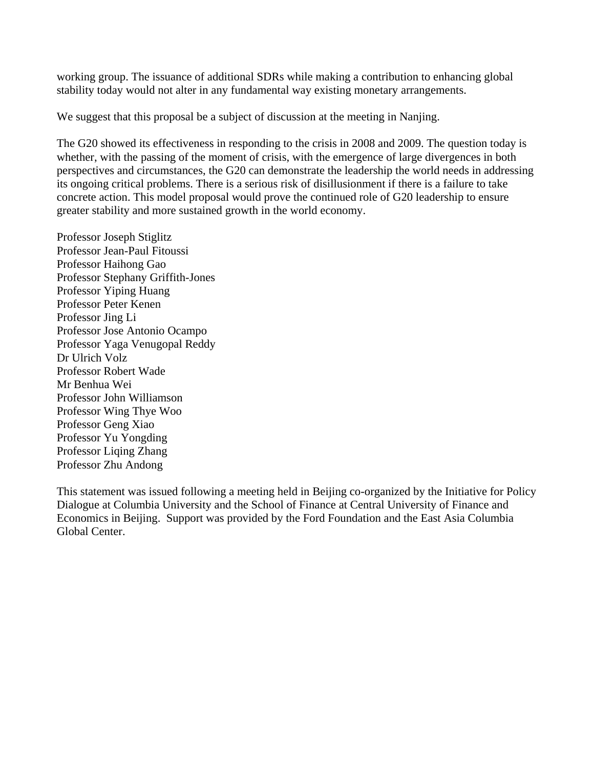working group. The issuance of additional SDRs while making a contribution to enhancing global stability today would not alter in any fundamental way existing monetary arrangements.

We suggest that this proposal be a subject of discussion at the meeting in Nanjing.

The G20 showed its effectiveness in responding to the crisis in 2008 and 2009. The question today is whether, with the passing of the moment of crisis, with the emergence of large divergences in both perspectives and circumstances, the G20 can demonstrate the leadership the world needs in addressing its ongoing critical problems. There is a serious risk of disillusionment if there is a failure to take concrete action. This model proposal would prove the continued role of G20 leadership to ensure greater stability and more sustained growth in the world economy.

Professor Joseph Stiglitz  
Professor Jean-Paul Fitoussi  
Professor Haihong Gao  
Professor Stephany Griffith-Jones  
Professor Yiping Huang  
Professor Peter Kenen  
Professor Jing Li  
Professor Jose Antonio Ocampo  
Professor Yaga Venugopal Reddy  
Dr Ulrich Volz  
Professor Robert Wade  
Mr Benhua Wei  
Professor John Williamson  
Professor Wing Thye Woo  
Professor Geng Xiao  
Professor Yu Yongding  
Professor Liqing Zhang  
Professor Zhu Andong

This statement was issued following a meeting held in Beijing co-organized by the Initiative for Policy Dialogue at Columbia University and the School of Finance at Central University of Finance and Economics in Beijing. Support was provided by the Ford Foundation and the East Asia Columbia Global Center.